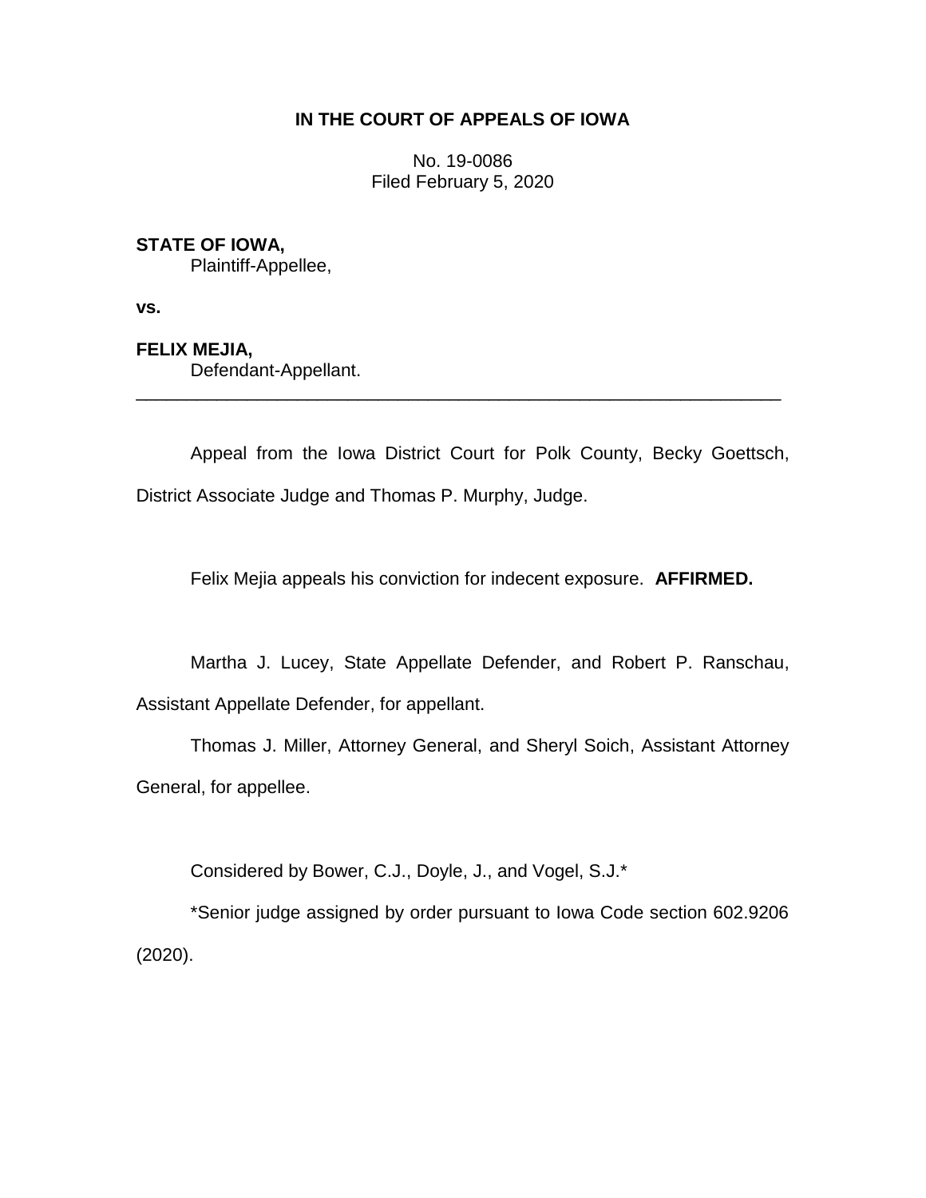**IN THE COURT OF APPEALS OF IOWA**

No. 19-0086
Filed February 5, 2020

**STATE OF IOWA,**
Plaintiff-Appellee,

**vs.**

**FELIX MEJIA,**
Defendant-Appellant.

---

Appeal from the Iowa District Court for Polk County, Becky Goettsch, District Associate Judge and Thomas P. Murphy, Judge.

Felix Mejia appeals his conviction for indecent exposure. **AFFIRMED.**

Martha J. Lucey, State Appellate Defender, and Robert P. Ranschau, Assistant Appellate Defender, for appellant.

Thomas J. Miller, Attorney General, and Sheryl Soich, Assistant Attorney General, for appellee.

Considered by Bower, C.J., Doyle, J., and Vogel, S.J.*

*Senior judge assigned by order pursuant to Iowa Code section 602.9206 (2020).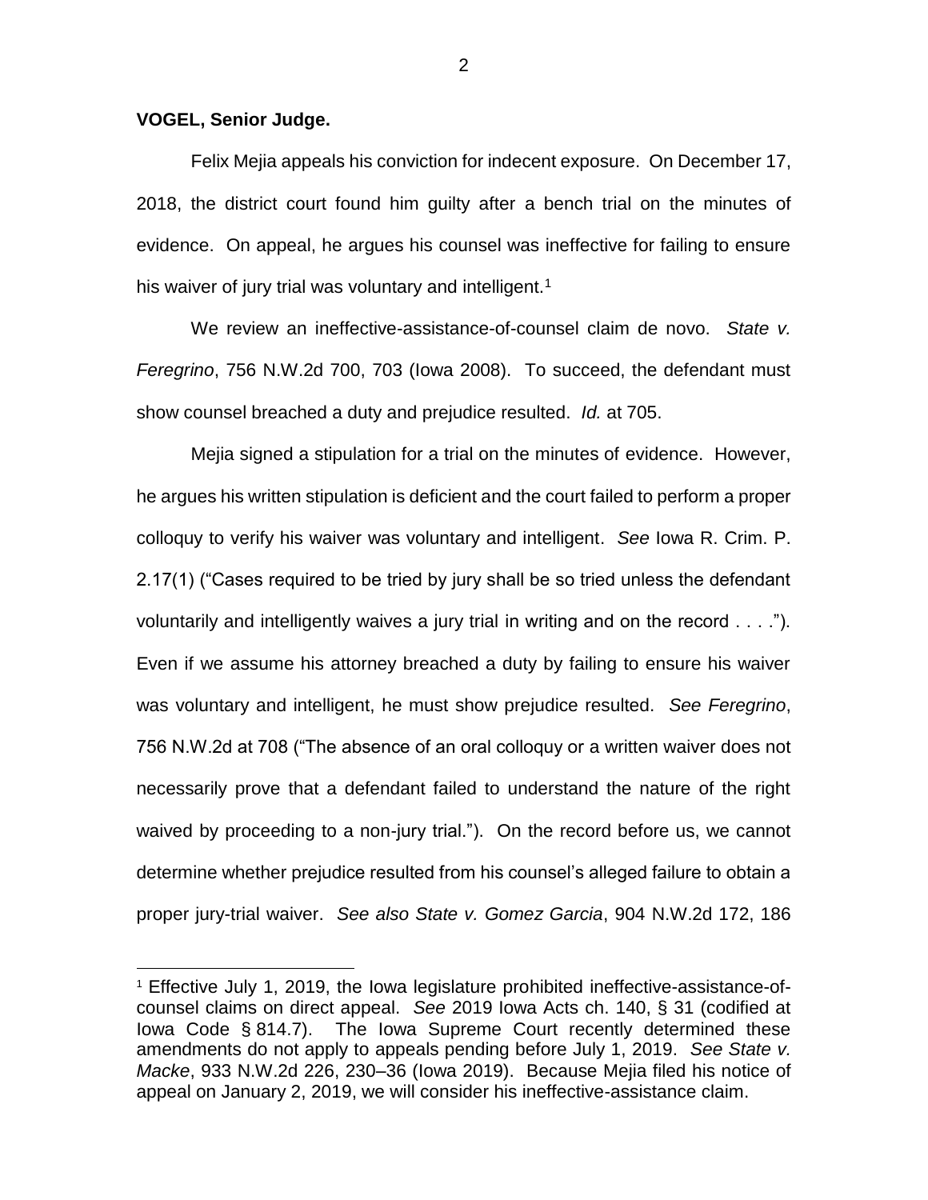**VOGEL, Senior Judge.**

Felix Mejia appeals his conviction for indecent exposure. On December 17, 2018, the district court found him guilty after a bench trial on the minutes of evidence. On appeal, he argues his counsel was ineffective for failing to ensure his waiver of jury trial was voluntary and intelligent.[1]

We review an ineffective-assistance-of-counsel claim de novo. *State v. Feregrino*, 756 N.W.2d 700, 703 (Iowa 2008). To succeed, the defendant must show counsel breached a duty and prejudice resulted. *Id.* at 705.

Mejia signed a stipulation for a trial on the minutes of evidence. However, he argues his written stipulation is deficient and the court failed to perform a proper colloquy to verify his waiver was voluntary and intelligent. *See* Iowa R. Crim. P. 2.17(1) ("Cases required to be tried by jury shall be so tried unless the defendant voluntarily and intelligently waives a jury trial in writing and on the record . . . ."). Even if we assume his attorney breached a duty by failing to ensure his waiver was voluntary and intelligent, he must show prejudice resulted. *See Feregrino*, 756 N.W.2d at 708 ("The absence of an oral colloquy or a written waiver does not necessarily prove that a defendant failed to understand the nature of the right waived by proceeding to a non-jury trial."). On the record before us, we cannot determine whether prejudice resulted from his counsel's alleged failure to obtain a proper jury-trial waiver. *See also State v. Gomez Garcia*, 904 N.W.2d 172, 186

---

[1] Effective July 1, 2019, the Iowa legislature prohibited ineffective-assistance-of-counsel claims on direct appeal. *See* 2019 Iowa Acts ch. 140, § 31 (codified at Iowa Code § 814.7). The Iowa Supreme Court recently determined these amendments do not apply to appeals pending before July 1, 2019. *See State v. Macke*, 933 N.W.2d 226, 230–36 (Iowa 2019). Because Mejia filed his notice of appeal on January 2, 2019, we will consider his ineffective-assistance claim.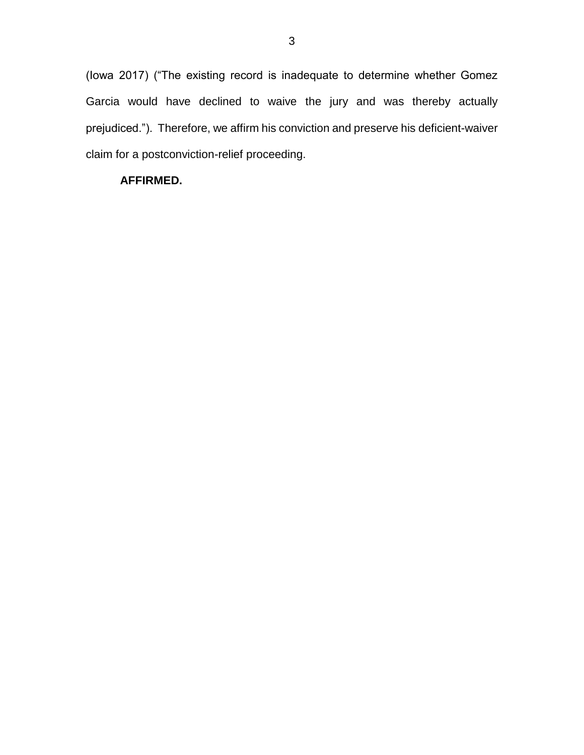(Iowa 2017) ("The existing record is inadequate to determine whether Gomez Garcia would have declined to waive the jury and was thereby actually prejudiced."). Therefore, we affirm his conviction and preserve his deficient-waiver claim for a postconviction-relief proceeding.

**AFFIRMED.**